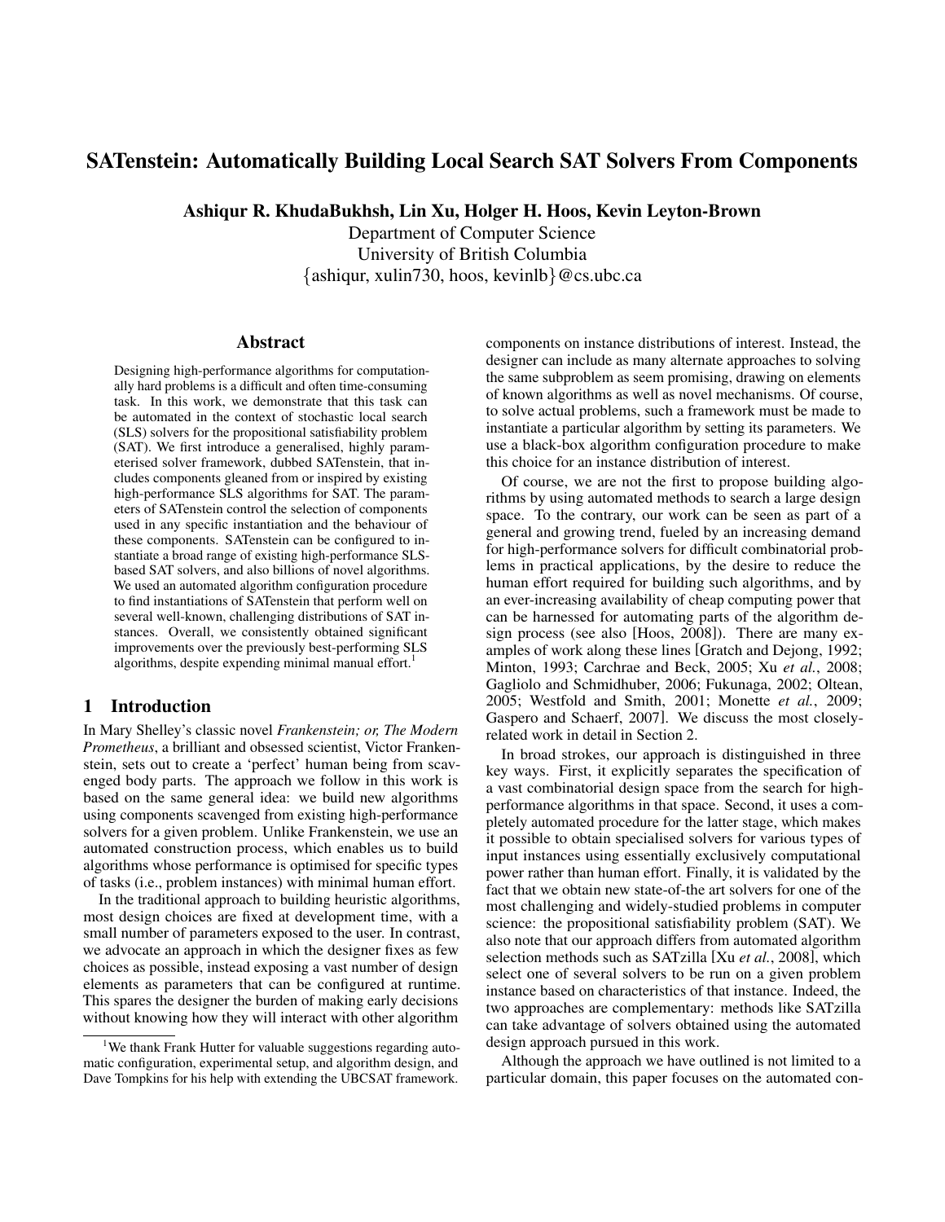# SATenstein: Automatically Building Local Search SAT Solvers From Components

**Ashiqur R. KhudaBukhsh, Lin Xu, Holger H. Hoos, Kevin Leyton-Brown**

Department of Computer Science
University of British Columbia
{ashiqur, xulin730, hoos, kevinlb}@cs.ubc.ca

## Abstract

Designing high-performance algorithms for computationally hard problems is a difficult and often time-consuming task. In this work, we demonstrate that this task can be automated in the context of stochastic local search (SLS) solvers for the propositional satisfiability problem (SAT). We first introduce a generalised, highly parameterised solver framework, dubbed SATenstein, that includes components gleaned from or inspired by existing high-performance SLS algorithms for SAT. The parameters of SATenstein control the selection of components used in any specific instantiation and the behaviour of these components. SATenstein can be configured to instantiate a broad range of existing high-performance SLS-based SAT solvers, and also billions of novel algorithms. We used an automated algorithm configuration procedure to find instantiations of SATenstein that perform well on several well-known, challenging distributions of SAT instances. Overall, we consistently obtained significant improvements over the previously best-performing SLS algorithms, despite expending minimal manual effort.[1]

## 1 Introduction

In Mary Shelley's classic novel *Frankenstein; or, The Modern Prometheus*, a brilliant and obsessed scientist, Victor Frankenstein, sets out to create a 'perfect' human being from scavenged body parts. The approach we follow in this work is based on the same general idea: we build new algorithms using components scavenged from existing high-performance solvers for a given problem. Unlike Frankenstein, we use an automated construction process, which enables us to build algorithms whose performance is optimised for specific types of tasks (i.e., problem instances) with minimal human effort.

In the traditional approach to building heuristic algorithms, most design choices are fixed at development time, with a small number of parameters exposed to the user. In contrast, we advocate an approach in which the designer fixes as few choices as possible, instead exposing a vast number of design elements as parameters that can be configured at runtime. This spares the designer the burden of making early decisions without knowing how they will interact with other algorithm components on instance distributions of interest. Instead, the designer can include as many alternate approaches to solving the same subproblem as seem promising, drawing on elements of known algorithms as well as novel mechanisms. Of course, to solve actual problems, such a framework must be made to instantiate a particular algorithm by setting its parameters. We use a black-box algorithm configuration procedure to make this choice for an instance distribution of interest.

Of course, we are not the first to propose building algorithms by using automated methods to search a large design space. To the contrary, our work can be seen as part of a general and growing trend, fueled by an increasing demand for high-performance solvers for difficult combinatorial problems in practical applications, by the desire to reduce the human effort required for building such algorithms, and by an ever-increasing availability of cheap computing power that can be harnessed for automating parts of the algorithm design process (see also [Hoos, 2008]). There are many examples of work along these lines [Gratch and Dejong, 1992; Minton, 1993; Carchrae and Beck, 2005; Xu *et al.*, 2008; Gagliolo and Schmidhuber, 2006; Fukunaga, 2002; Oltean, 2005; Westfold and Smith, 2001; Monette *et al.*, 2009; Gaspero and Schaerf, 2007]. We discuss the most closely-related work in detail in Section 2.

In broad strokes, our approach is distinguished in three key ways. First, it explicitly separates the specification of a vast combinatorial design space from the search for high-performance algorithms in that space. Second, it uses a completely automated procedure for the latter stage, which makes it possible to obtain specialised solvers for various types of input instances using essentially exclusively computational power rather than human effort. Finally, it is validated by the fact that we obtain new state-of-the art solvers for one of the most challenging and widely-studied problems in computer science: the propositional satisfiability problem (SAT). We also note that our approach differs from automated algorithm selection methods such as SATzilla [Xu *et al.*, 2008], which select one of several solvers to be run on a given problem instance based on characteristics of that instance. Indeed, the two approaches are complementary: methods like SATzilla can take advantage of solvers obtained using the automated design approach pursued in this work.

Although the approach we have outlined is not limited to a particular domain, this paper focuses on the automated con-

[1] We thank Frank Hutter for valuable suggestions regarding automatic configuration, experimental setup, and algorithm design, and Dave Tompkins for his help with extending the UBCSAT framework.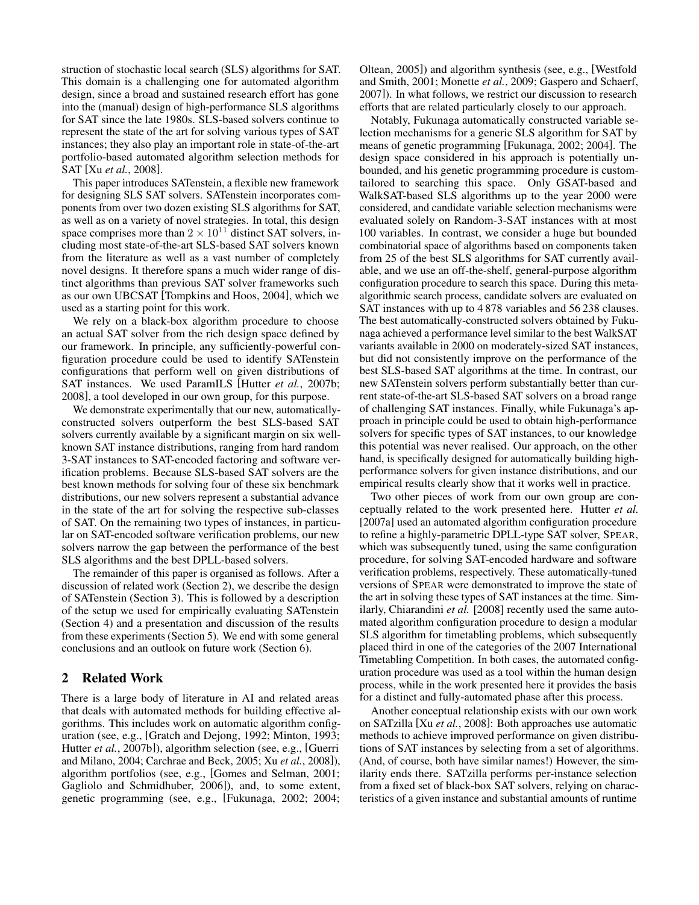struction of stochastic local search (SLS) algorithms for SAT. This domain is a challenging one for automated algorithm design, since a broad and sustained research effort has gone into the (manual) design of high-performance SLS algorithms for SAT since the late 1980s. SLS-based solvers continue to represent the state of the art for solving various types of SAT instances; they also play an important role in state-of-the-art portfolio-based automated algorithm selection methods for SAT [Xu *et al.*, 2008].

This paper introduces SATenstein, a flexible new framework for designing SLS SAT solvers. SATenstein incorporates components from over two dozen existing SLS algorithms for SAT, as well as on a variety of novel strategies. In total, this design space comprises more than $2 \times 10^{11}$ distinct SAT solvers, including most state-of-the-art SLS-based SAT solvers known from the literature as well as a vast number of completely novel designs. It therefore spans a much wider range of distinct algorithms than previous SAT solver frameworks such as our own UBCSAT [Tompkins and Hoos, 2004], which we used as a starting point for this work.

We rely on a black-box algorithm procedure to choose an actual SAT solver from the rich design space defined by our framework. In principle, any sufficiently-powerful configuration procedure could be used to identify SATenstein configurations that perform well on given distributions of SAT instances. We used ParamILS [Hutter *et al.*, 2007b; 2008], a tool developed in our own group, for this purpose.

We demonstrate experimentally that our new, automatically-constructed solvers outperform the best SLS-based SAT solvers currently available by a significant margin on six well-known SAT instance distributions, ranging from hard random 3-SAT instances to SAT-encoded factoring and software verification problems. Because SLS-based SAT solvers are the best known methods for solving four of these six benchmark distributions, our new solvers represent a substantial advance in the state of the art for solving the respective sub-classes of SAT. On the remaining two types of instances, in particular on SAT-encoded software verification problems, our new solvers narrow the gap between the performance of the best SLS algorithms and the best DPLL-based solvers.

The remainder of this paper is organised as follows. After a discussion of related work (Section 2), we describe the design of SATenstein (Section 3). This is followed by a description of the setup we used for empirically evaluating SATenstein (Section 4) and a presentation and discussion of the results from these experiments (Section 5). We end with some general conclusions and an outlook on future work (Section 6).

## 2 Related Work

There is a large body of literature in AI and related areas that deals with automated methods for building effective algorithms. This includes work on automatic algorithm configuration (see, e.g., [Gratch and Dejong, 1992; Minton, 1993; Hutter *et al.*, 2007b]), algorithm selection (see, e.g., [Guerri and Milano, 2004; Carchrae and Beck, 2005; Xu *et al.*, 2008]), algorithm portfolios (see, e.g., [Gomes and Selman, 2001; Gagliolo and Schmidhuber, 2006]), and, to some extent, genetic programming (see, e.g., [Fukunaga, 2002; 2004; Oltean, 2005]) and algorithm synthesis (see, e.g., [Westfold and Smith, 2001; Monette *et al.*, 2009; Gaspero and Schaerf, 2007]). In what follows, we restrict our discussion to research efforts that are related particularly closely to our approach.

Notably, Fukunaga automatically constructed variable selection mechanisms for a generic SLS algorithm for SAT by means of genetic programming [Fukunaga, 2002; 2004]. The design space considered in his approach is potentially unbounded, and his genetic programming procedure is custom-tailored to searching this space. Only GSAT-based and WalkSAT-based SLS algorithms up to the year 2000 were considered, and candidate variable selection mechanisms were evaluated solely on Random-3-SAT instances with at most 100 variables. In contrast, we consider a huge but bounded combinatorial space of algorithms based on components taken from 25 of the best SLS algorithms for SAT currently available, and we use an off-the-shelf, general-purpose algorithm configuration procedure to search this space. During this meta-algorithmic search process, candidate solvers are evaluated on SAT instances with up to 4 878 variables and 56 238 clauses. The best automatically-constructed solvers obtained by Fukunaga achieved a performance level similar to the best WalkSAT variants available in 2000 on moderately-sized SAT instances, but did not consistently improve on the performance of the best SLS-based SAT algorithms at the time. In contrast, our new SATenstein solvers perform substantially better than current state-of-the-art SLS-based SAT solvers on a broad range of challenging SAT instances. Finally, while Fukunaga's approach in principle could be used to obtain high-performance solvers for specific types of SAT instances, to our knowledge this potential was never realised. Our approach, on the other hand, is specifically designed for automatically building high-performance solvers for given instance distributions, and our empirical results clearly show that it works well in practice.

Two other pieces of work from our own group are conceptually related to the work presented here. Hutter *et al.* [2007a] used an automated algorithm configuration procedure to refine a highly-parametric DPLL-type SAT solver, SPEAR, which was subsequently tuned, using the same configuration procedure, for solving SAT-encoded hardware and software verification problems, respectively. These automatically-tuned versions of SPEAR were demonstrated to improve the state of the art in solving these types of SAT instances at the time. Similarly, Chiarandini *et al.* [2008] recently used the same automated algorithm configuration procedure to design a modular SLS algorithm for timetabling problems, which subsequently placed third in one of the categories of the 2007 International Timetabling Competition. In both cases, the automated configuration procedure was used as a tool within the human design process, while in the work presented here it provides the basis for a distinct and fully-automated phase after this process.

Another conceptual relationship exists with our own work on SATzilla [Xu *et al.*, 2008]: Both approaches use automatic methods to achieve improved performance on given distributions of SAT instances by selecting from a set of algorithms. (And, of course, both have similar names!) However, the similarity ends there. SATzilla performs per-instance selection from a fixed set of black-box SAT solvers, relying on characteristics of a given instance and substantial amounts of runtime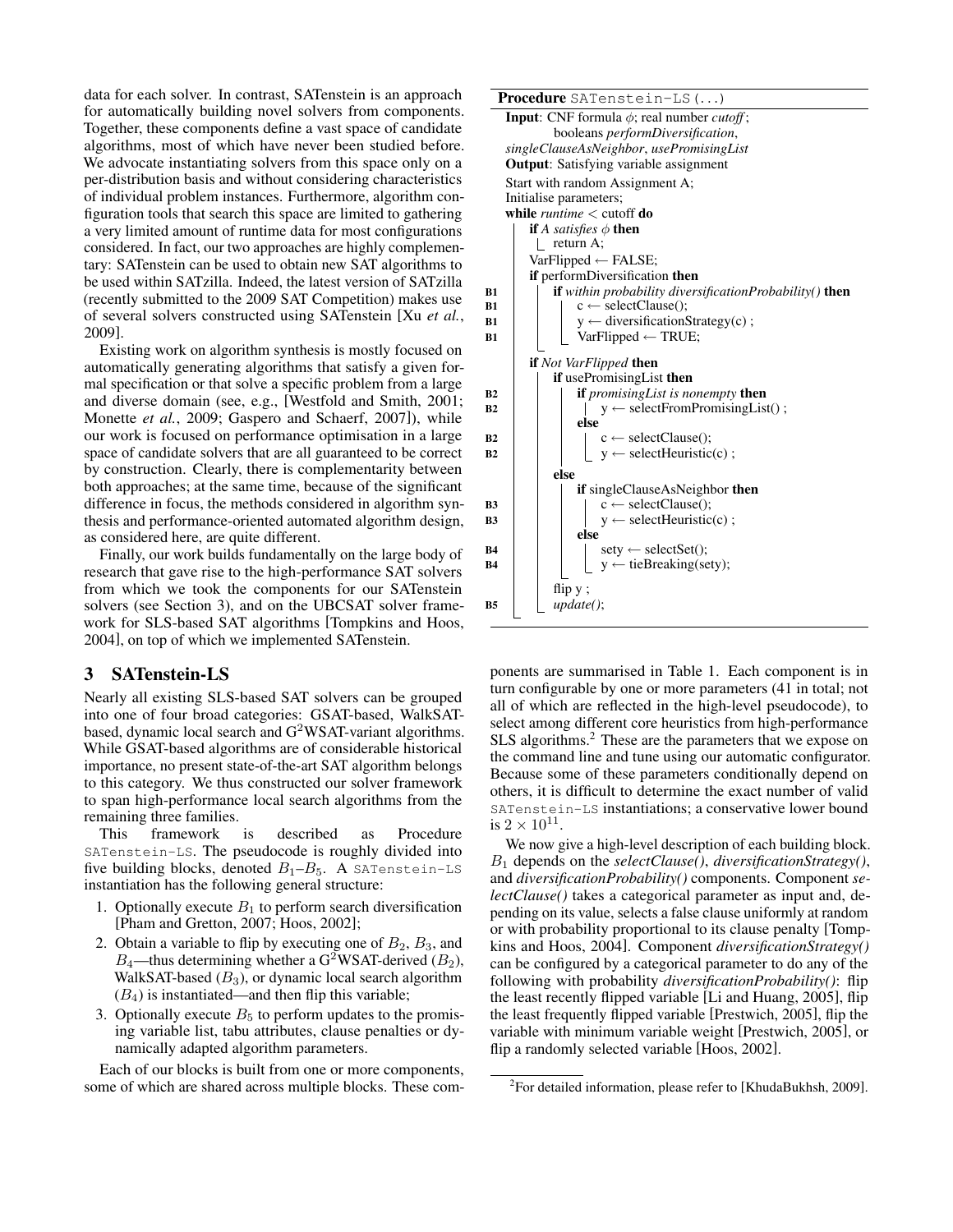data for each solver. In contrast, SATenstein is an approach for automatically building novel solvers from components. Together, these components define a vast space of candidate algorithms, most of which have never been studied before. We advocate instantiating solvers from this space only on a per-distribution basis and without considering characteristics of individual problem instances. Furthermore, algorithm configuration tools that search this space are limited to gathering a very limited amount of runtime data for most configurations considered. In fact, our two approaches are highly complementary: SATenstein can be used to obtain new SAT algorithms to be used within SATzilla. Indeed, the latest version of SATzilla (recently submitted to the 2009 SAT Competition) makes use of several solvers constructed using SATenstein [Xu *et al.*, 2009].

Existing work on algorithm synthesis is mostly focused on automatically generating algorithms that satisfy a given formal specification or that solve a specific problem from a large and diverse domain (see, e.g., [Westfold and Smith, 2001; Monette *et al.*, 2009; Gaspero and Schaerf, 2007]), while our work is focused on performance optimisation in a large space of candidate solvers that are all guaranteed to be correct by construction. Clearly, there is complementarity between both approaches; at the same time, because of the significant difference in focus, the methods considered in algorithm synthesis and performance-oriented automated algorithm design, as considered here, are quite different.

Finally, our work builds fundamentally on the large body of research that gave rise to the high-performance SAT solvers from which we took the components for our SATenstein solvers (see Section 3), and on the UBCSAT solver framework for SLS-based SAT algorithms [Tompkins and Hoos, 2004], on top of which we implemented SATenstein.

# 3 SATenstein-LS

Nearly all existing SLS-based SAT solvers can be grouped into one of four broad categories: GSAT-based, WalkSAT-based, dynamic local search and G$^2$WSAT-variant algorithms. While GSAT-based algorithms are of considerable historical importance, no present state-of-the-art SAT algorithm belongs to this category. We thus constructed our solver framework to span high-performance local search algorithms from the remaining three families.

This framework is described as Procedure `SATenstein-LS`. The pseudocode is roughly divided into five building blocks, denoted $B_1$–$B_5$. A `SATenstein-LS` instantiation has the following general structure:

1. Optionally execute $B_1$ to perform search diversification [Pham and Gretton, 2007; Hoos, 2002];
2. Obtain a variable to flip by executing one of $B_2$, $B_3$, and $B_4$—thus determining whether a G$^2$WSAT-derived ($B_2$), WalkSAT-based ($B_3$), or dynamic local search algorithm ($B_4$) is instantiated—and then flip this variable;
3. Optionally execute $B_5$ to perform updates to the promising variable list, tabu attributes, clause penalties or dynamically adapted algorithm parameters.

Each of our blocks is built from one or more components, some of which are shared across multiple blocks. These components are summarised in Table 1. Each component is in turn configurable by one or more parameters (41 in total; not all of which are reflected in the high-level pseudocode), to select among different core heuristics from high-performance SLS algorithms.[2] These are the parameters that we expose on the command line and tune using our automatic configurator. Because some of these parameters conditionally depend on others, it is difficult to determine the exact number of valid `SATenstein-LS` instantiations; a conservative lower bound is $2 \times 10^{11}$.

```
Procedure SATenstein-LS(...)
Input: CNF formula φ; real number cutoff;
       booleans performDiversification,
       singleClauseAsNeighbor, usePromisingList
Output: Satisfying variable assignment
Start with random Assignment A;
Initialise parameters;
while runtime < cutoff do
    if A satisfies φ then
        return A;
    VarFlipped ← FALSE;
    if performDiversification then
B1      if within probability diversificationProbability() then
B1          c ← selectClause();
B1          y ← diversificationStrategy(c) ;
B1          VarFlipped ← TRUE;
    if Not VarFlipped then
        if usePromisingList then
B2          if promisingList is nonempty then
B2              y ← selectFromPromisingList() ;
            else
B2              c ← selectClause();
B2              y ← selectHeuristic(c) ;
        else
            if singleClauseAsNeighbor then
B3              c ← selectClause();
B3              y ← selectHeuristic(c) ;
            else
B4              sety ← selectSet();
B4              y ← tieBreaking(sety);
        flip y ;
B5      update();
```

We now give a high-level description of each building block. $B_1$ depends on the *selectClause()*, *diversificationStrategy()*, and *diversificationProbability()* components. Component *selectClause()* takes a categorical parameter as input and, depending on its value, selects a false clause uniformly at random or with probability proportional to its clause penalty [Tompkins and Hoos, 2004]. Component *diversificationStrategy()* can be configured by a categorical parameter to do any of the following with probability *diversificationProbability()*: flip the least recently flipped variable [Li and Huang, 2005], flip the least frequently flipped variable [Prestwich, 2005], flip the variable with minimum variable weight [Prestwich, 2005], or flip a randomly selected variable [Hoos, 2002].

[2] For detailed information, please refer to [KhudaBukhsh, 2009].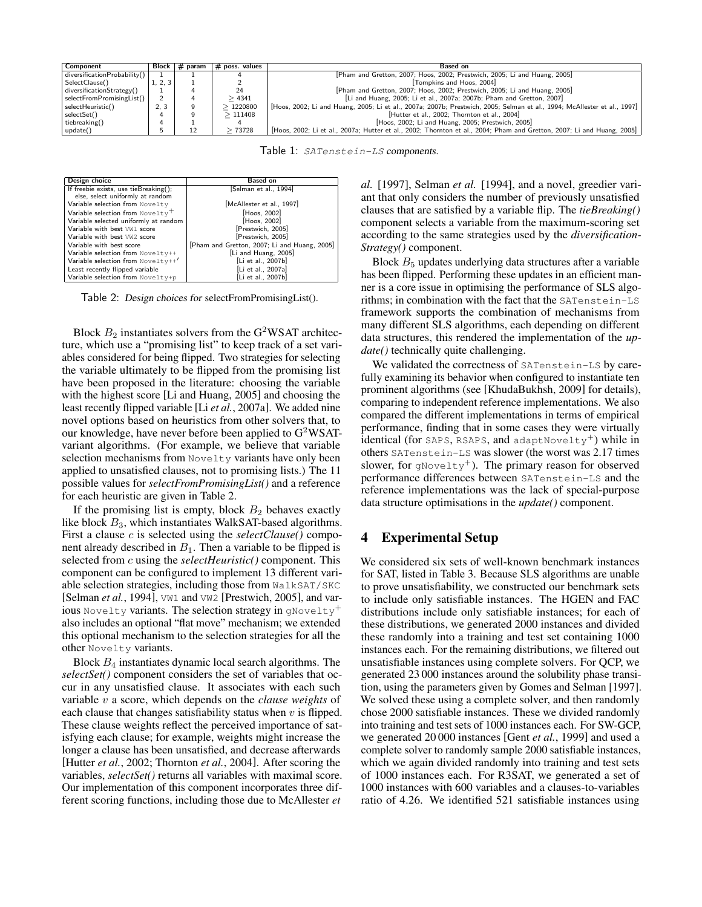| Component | Block | # param | # poss. values | Based on |
|---|---|---|---|---|
| diversificationProbability() | 1 | 1 | 4 | [Pham and Gretton, 2007; Hoos, 2002; Prestwich, 2005; Li and Huang, 2005] |
| SelectClause() | 1, 2, 3 | 1 | 2 | [Tompkins and Hoos, 2004] |
| diversificationStrategy() | 1 | 4 | 24 | [Pham and Gretton, 2007; Hoos, 2002; Prestwich, 2005; Li and Huang, 2005] |
| selectFromPromisingList() | 2 | 4 | $\geq 4341$ | [Li and Huang, 2005; Li et al., 2007a; 2007b; Pham and Gretton, 2007] |
| selectHeuristic() | 2, 3 | 9 | $\geq 1220800$ | [Hoos, 2002; Li and Huang, 2005; Li et al., 2007a; 2007b; Prestwich, 2005; Selman et al., 1994; McAllester et al., 1997] |
| selectSet() | 4 | 9 | $\geq 111408$ | [Hutter et al., 2002; Thornton et al., 2004] |
| tiebreaking() | 4 | 1 | 4 | [Hoos, 2002; Li and Huang, 2005; Prestwich, 2005] |
| update() | 5 | 12 | $\geq 73728$ | [Hoos, 2002; Li et al., 2007a; Hutter et al., 2002; Thornton et al., 2004; Pham and Gretton, 2007; Li and Huang, 2005] |

Table 1: SATenstein-LS components.

| Design choice | Based on |
|---|---|
| If freebie exists, use tieBreaking(); else, select uniformly at random | [Selman et al., 1994] |
| Variable selection from Novelty | [McAllester et al., 1997] |
| Variable selection from Novelty$^+$ | [Hoos, 2002] |
| Variable selected uniformly at random | [Hoos, 2002] |
| Variable with best VW1 score | [Prestwich, 2005] |
| Variable with best VW2 score | [Prestwich, 2005] |
| Variable with best score | [Pham and Gretton, 2007; Li and Huang, 2005] |
| Variable selection from Novelty++ | [Li and Huang, 2005] |
| Variable selection from Novelty++′ | [Li et al., 2007b] |
| Least recently flipped variable | [Li et al., 2007a] |
| Variable selection from Novelty+p | [Li et al., 2007b] |

Table 2: Design choices for selectFromPromisingList().

Block $B_2$ instantiates solvers from the G$^2$WSAT architecture, which use a "promising list" to keep track of a set variables considered for being flipped. Two strategies for selecting the variable ultimately to be flipped from the promising list have been proposed in the literature: choosing the variable with the highest score [Li and Huang, 2005] and choosing the least recently flipped variable [Li *et al.*, 2007a]. We added nine novel options based on heuristics from other solvers that, to our knowledge, have never before been applied to G$^2$WSAT-variant algorithms. (For example, we believe that variable selection mechanisms from Novelty variants have only been applied to unsatisfied clauses, not to promising lists.) The 11 possible values for *selectFromPromisingList()* and a reference for each heuristic are given in Table 2.

If the promising list is empty, block $B_2$ behaves exactly like block $B_3$, which instantiates WalkSAT-based algorithms. First a clause $c$ is selected using the *selectClause()* component already described in $B_1$. Then a variable to be flipped is selected from $c$ using the *selectHeuristic()* component. This component can be configured to implement 13 different variable selection strategies, including those from WalkSAT/SKC [Selman *et al.*, 1994], VW1 and VW2 [Prestwich, 2005], and various Novelty variants. The selection strategy in gNovelty$^+$ also includes an optional "flat move" mechanism; we extended this optional mechanism to the selection strategies for all the other Novelty variants.

Block $B_4$ instantiates dynamic local search algorithms. The *selectSet()* component considers the set of variables that occur in any unsatisfied clause. It associates with each such variable $v$ a score, which depends on the *clause weights* of each clause that changes satisfiability status when $v$ is flipped. These clause weights reflect the perceived importance of satisfying each clause; for example, weights might increase the longer a clause has been unsatisfied, and decrease afterwards [Hutter *et al.*, 2002; Thornton *et al.*, 2004]. After scoring the variables, *selectSet()* returns all variables with maximal score. Our implementation of this component incorporates three different scoring functions, including those due to McAllester *et al.* [1997], Selman *et al.* [1994], and a novel, greedier variant that only considers the number of previously unsatisfied clauses that are satisfied by a variable flip. The *tieBreaking()* component selects a variable from the maximum-scoring set according to the same strategies used by the *diversificationStrategy()* component.

Block $B_5$ updates underlying data structures after a variable has been flipped. Performing these updates in an efficient manner is a core issue in optimising the performance of SLS algorithms; in combination with the fact that the SATenstein-LS framework supports the combination of mechanisms from many different SLS algorithms, each depending on different data structures, this rendered the implementation of the *update()* technically quite challenging.

We validated the correctness of SATenstein-LS by carefully examining its behavior when configured to instantiate ten prominent algorithms (see [KhudaBukhsh, 2009] for details), comparing to independent reference implementations. We also compared the different implementations in terms of empirical performance, finding that in some cases they were virtually identical (for SAPS, RSAPS, and adaptNovelty$^+$) while in others SATenstein-LS was slower (the worst was 2.17 times slower, for gNovelty$^+$). The primary reason for observed performance differences between SATenstein-LS and the reference implementations was the lack of special-purpose data structure optimisations in the *update()* component.

# 4 Experimental Setup

We considered six sets of well-known benchmark instances for SAT, listed in Table 3. Because SLS algorithms are unable to prove unsatisfiability, we constructed our benchmark sets to include only satisfiable instances. The HGEN and FAC distributions include only satisfiable instances; for each of these distributions, we generated 2000 instances and divided these randomly into a training and test set containing 1000 instances each. For the remaining distributions, we filtered out unsatisfiable instances using complete solvers. For QCP, we generated 23 000 instances around the solubility phase transition, using the parameters given by Gomes and Selman [1997]. We solved these using a complete solver, and then randomly chose 2000 satisfiable instances. These we divided randomly into training and test sets of 1000 instances each. For SW-GCP, we generated 20 000 instances [Gent *et al.*, 1999] and used a complete solver to randomly sample 2000 satisfiable instances, which we again divided randomly into training and test sets of 1000 instances each. For R3SAT, we generated a set of 1000 instances with 600 variables and a clauses-to-variables ratio of 4.26. We identified 521 satisfiable instances using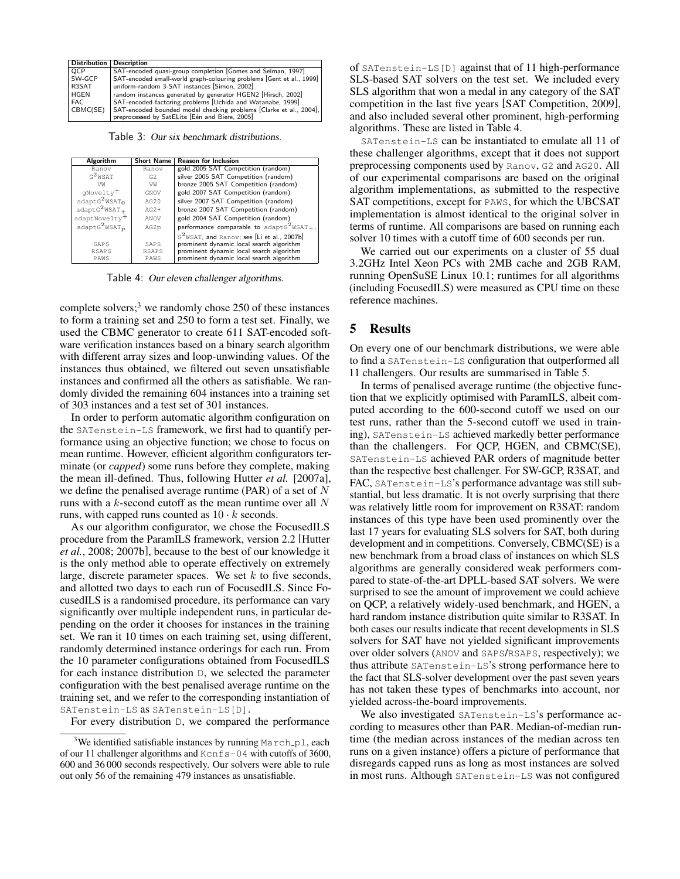| Distribution | Description |
|---|---|
| QCP | SAT-encoded quasi-group completion [Gomes and Selman, 1997] |
| SW-GCP | SAT-encoded small-world graph-colouring problems [Gent et al., 1999] |
| R3SAT | uniform-random 3-SAT instances [Simon, 2002] |
| HGEN | random instances generated by generator HGEN2 [Hirsch, 2002] |
| FAC | SAT-encoded factoring problems [Uchida and Watanabe, 1999] |
| CBMC(SE) | SAT-encoded bounded model checking problems [Clarke et al., 2004], preprocessed by SatELite [Eén and Biere, 2005] |

Table 3: *Our six benchmark distributions.*

| Algorithm | Short Name | Reason for Inclusion |
|---|---|---|
| Ranov | Ranov | gold 2005 SAT Competition (random) |
| $G^2$WSAT | G2 | silver 2005 SAT Competition (random) |
| VW | VW | bronze 2005 SAT Competition (random) |
| gNovelty$^+$ | GNOV | gold 2007 SAT Competition (random) |
| adapt$G^2$WSAT$_0$ | AG20 | silver 2007 SAT Competition (random) |
| adapt$G^2$WSAT$_+$ | AG2+ | bronze 2007 SAT Competition (random) |
| adaptNovelty$^+$ | ANOV | gold 2004 SAT Competition (random) |
| adapt$G^2$WSAT$_p$ | AG2p | performance comparable to adapt$G^2$WSAT$_+$, $G^2$WSAT, and Ranov; see [Li et al., 2007b] |
| SAPS | SAPS | prominent dynamic local search algorithm |
| RSAPS | RSAPS | prominent dynamic local search algorithm |
| PAWS | PAWS | prominent dynamic local search algorithm |

Table 4: *Our eleven challenger algorithms.*

complete solvers;[3] we randomly chose 250 of these instances to form a training set and 250 to form a test set. Finally, we used the CBMC generator to create 611 SAT-encoded software verification instances based on a binary search algorithm with different array sizes and loop-unwinding values. Of the instances thus obtained, we filtered out seven unsatisfiable instances and confirmed all the others as satisfiable. We randomly divided the remaining 604 instances into a training set of 303 instances and a test set of 301 instances.

In order to perform automatic algorithm configuration on the SATenstein-LS framework, we first had to quantify performance using an objective function; we chose to focus on mean runtime. However, efficient algorithm configurators terminate (or *capped*) some runs before they complete, making the mean ill-defined. Thus, following Hutter *et al.* [2007a], we define the penalised average runtime (PAR) of a set of $N$ runs with a $k$-second cutoff as the mean runtime over all $N$ runs, with capped runs counted as $10 \cdot k$ seconds.

As our algorithm configurator, we chose the FocusedILS procedure from the ParamILS framework, version 2.2 [Hutter *et al.*, 2008; 2007b], because to the best of our knowledge it is the only method able to operate effectively on extremely large, discrete parameter spaces. We set $k$ to five seconds, and allotted two days to each run of FocusedILS. Since FocusedILS is a randomised procedure, its performance can vary significantly over multiple independent runs, in particular depending on the order it chooses for instances in the training set. We ran it 10 times on each training set, using different, randomly determined instance orderings for each run. From the 10 parameter configurations obtained from FocusedILS for each instance distribution D, we selected the parameter configuration with the best penalised average runtime on the training set, and we refer to the corresponding instantiation of SATenstein-LS as SATenstein-LS[D].

For every distribution D, we compared the performance of SATenstein-LS[D] against that of 11 high-performance SLS-based SAT solvers on the test set. We included every SLS algorithm that won a medal in any category of the SAT competition in the last five years [SAT Competition, 2009], and also included several other prominent, high-performing algorithms. These are listed in Table 4.

SATenstein-LS can be instantiated to emulate all 11 of these challenger algorithms, except that it does not support preprocessing components used by Ranov, G2 and AG20. All of our experimental comparisons are based on the original algorithm implementations, as submitted to the respective SAT competitions, except for PAWS, for which the UBCSAT implementation is almost identical to the original solver in terms of runtime. All comparisons are based on running each solver 10 times with a cutoff time of 600 seconds per run.

We carried out our experiments on a cluster of 55 dual 3.2GHz Intel Xeon PCs with 2MB cache and 2GB RAM, running OpenSuSE Linux 10.1; runtimes for all algorithms (including FocusedILS) were measured as CPU time on these reference machines.

## 5 Results

On every one of our benchmark distributions, we were able to find a SATenstein-LS configuration that outperformed all 11 challengers. Our results are summarised in Table 5.

In terms of penalised average runtime (the objective function that we explicitly optimised with ParamILS, albeit computed according to the 600-second cutoff we used on our test runs, rather than the 5-second cutoff we used in training), SATenstein-LS achieved markedly better performance than the challengers. For QCP, HGEN, and CBMC(SE), SATenstein-LS achieved PAR orders of magnitude better than the respective best challenger. For SW-GCP, R3SAT, and FAC, SATenstein-LS's performance advantage was still substantial, but less dramatic. It is not overly surprising that there was relatively little room for improvement on R3SAT: random instances of this type have been used prominently over the last 17 years for evaluating SLS solvers for SAT, both during development and in competitions. Conversely, CBMC(SE) is a new benchmark from a broad class of instances on which SLS algorithms are generally considered weak performers compared to state-of-the-art DPLL-based SAT solvers. We were surprised to see the amount of improvement we could achieve on QCP, a relatively widely-used benchmark, and HGEN, a hard random instance distribution quite similar to R3SAT. In both cases our results indicate that recent developments in SLS solvers for SAT have not yielded significant improvements over older solvers (ANOV and SAPS/RSAPS, respectively); we thus attribute SATenstein-LS's strong performance here to the fact that SLS-solver development over the past seven years has not taken these types of benchmarks into account, nor yielded across-the-board improvements.

We also investigated SATenstein-LS's performance according to measures other than PAR. Median-of-median runtime (the median across instances of the median across ten runs on a given instance) offers a picture of performance that disregards capped runs as long as most instances are solved in most runs. Although SATenstein-LS was not configured

[3] We identified satisfiable instances by running March_pl, each of our 11 challenger algorithms and Kcnfs-04 with cutoffs of 3600, 600 and 36 000 seconds respectively. Our solvers were able to rule out only 56 of the remaining 479 instances as unsatisfiable.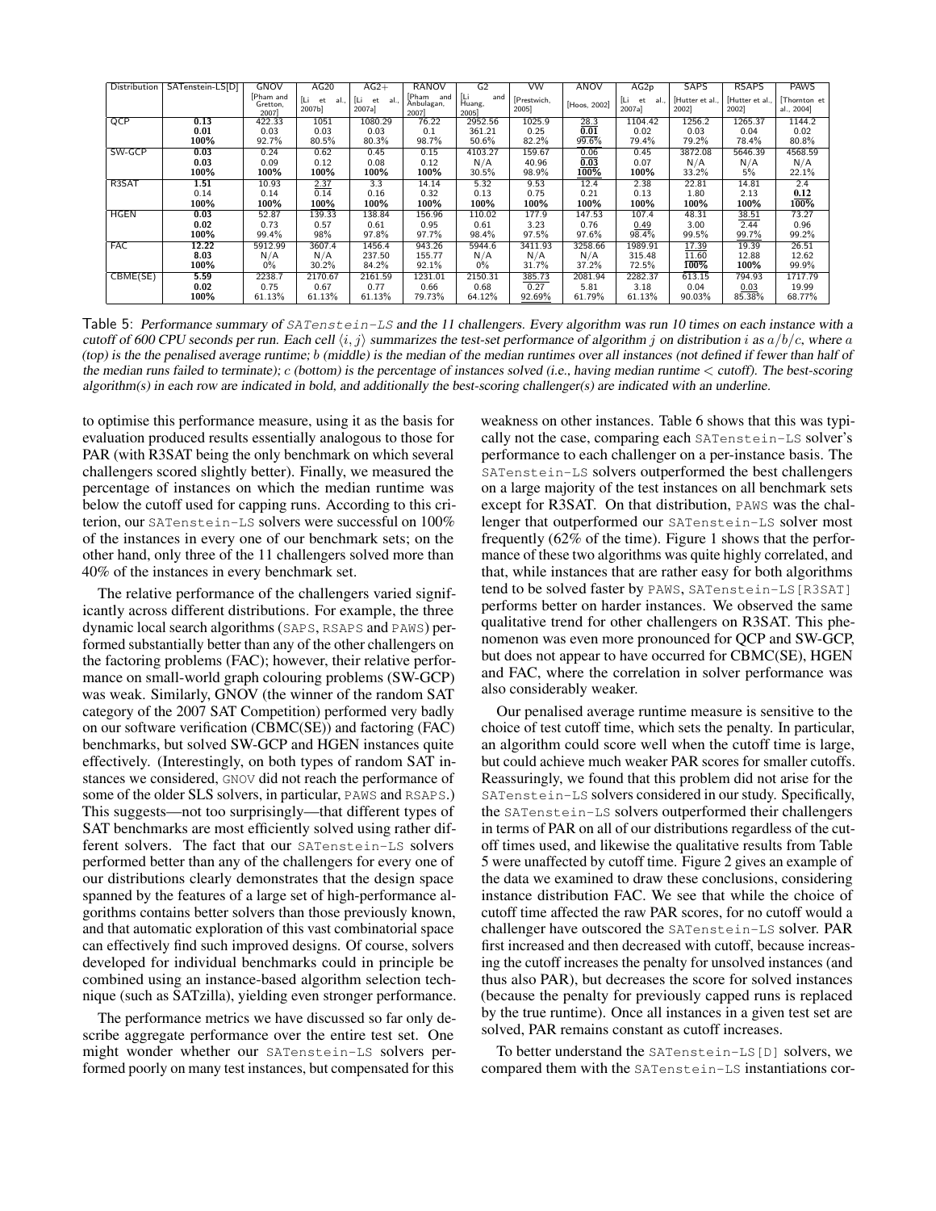| Distribution | SATenstein-LS[D] | GNOV | AG20 | AG2+ | RANOV | G2 | VW | ANOV | AG2p | SAPS | RSAPS | PAWS |
|---|---|---|---|---|---|---|---|---|---|---|---|---|
| | | [Pham and Gretton, 2007] | [Li et al., 2007b] | [Li et al., 2007a] | [Pham and Anbulagan, 2007] | [Li and Huang, 2005] | [Prestwich, 2005] | [Hoos, 2002] | [Li et al., 2007a] | [Hutter et al., 2002] | [Hutter et al., 2002] | [Thornton et al., 2004] |
| QCP | **0.13** | 422.33 | 1051 | 1080.29 | 76.22 | 2952.56 | 1025.9 | 28.3 | 1104.42 | 1256.2 | 1265.37 | 1144.2 |
| | **0.01** | 0.03 | 0.03 | 0.03 | 0.1 | 361.21 | 0.25 | 0.01 | 0.02 | 0.03 | 0.04 | 0.02 |
| | **100%** | 92.7% | 80.5% | 80.3% | 98.7% | 50.6% | 82.2% | 99.6% | 79.4% | 79.2% | 78.4% | 80.8% |
| SW-GCP | **0.03** | 0.24 | 0.62 | 0.45 | 0.15 | 4103.27 | 159.67 | 0.06 | 0.45 | 3872.08 | 5646.39 | 4568.59 |
| | **0.03** | 0.09 | 0.12 | 0.08 | 0.12 | N/A | 40.96 | **0.03** | 0.07 | N/A | N/A | N/A |
| | **100%** | **100%** | **100%** | **100%** | **100%** | 30.5% | 98.9% | **100%** | **100%** | 33.2% | 5% | 22.1% |
| R3SAT | **1.51** | 10.93 | 2.37 | 3.3 | 14.14 | 5.32 | 9.53 | 12.4 | 2.38 | 22.81 | 14.81 | 2.4 |
| | 0.14 | 0.14 | 0.14 | 0.16 | 0.32 | 0.13 | 0.75 | 0.21 | 0.13 | 1.80 | 2.13 | **0.12** |
| | **100%** | **100%** | **100%** | **100%** | **100%** | **100%** | **100%** | **100%** | **100%** | **100%** | **100%** | **100%** |
| HGEN | **0.03** | 52.87 | 139.33 | 138.84 | 156.96 | 110.02 | 177.9 | 147.53 | 107.4 | 48.31 | 38.51 | 73.27 |
| | **0.02** | 0.73 | 0.57 | 0.61 | 0.95 | 0.61 | 3.23 | 0.76 | 0.49 | 3.00 | 2.44 | 0.96 |
| | **100%** | 99.4% | 98% | 97.8% | 97.7% | 98.4% | 97.5% | 97.6% | 98.4% | 99.5% | 99.7% | 99.2% |
| FAC | **12.22** | 5912.99 | 3607.4 | 1456.4 | 943.26 | 5944.6 | 3411.93 | 3258.66 | 1989.91 | 17.39 | 19.39 | 26.51 |
| | **8.03** | N/A | N/A | 237.50 | 155.77 | N/A | N/A | N/A | 315.48 | 11.60 | 12.88 | 12.62 |
| | **100%** | 0% | 30.2% | 84.2% | 92.1% | 0% | 31.7% | 37.2% | 72.5% | **100%** | **100%** | 99.9% |
| CBME(SE) | **5.59** | 2238.7 | 2170.67 | 2161.59 | 1231.01 | 2150.31 | 385.73 | 2081.94 | 2282.37 | 613.15 | 794.93 | 1717.79 |
| | **0.02** | 0.75 | 0.67 | 0.77 | 0.66 | 0.68 | 0.27 | 5.81 | 3.18 | 0.04 | 0.03 | 19.99 |
| | **100%** | 61.13% | 61.13% | 61.13% | 79.73% | 64.12% | 92.69% | 61.79% | 61.13% | 90.03% | 85.38% | 68.77% |

Table 5: *Performance summary of SATenstein-LS and the 11 challengers. Every algorithm was run 10 times on each instance with a cutoff of 600 CPU seconds per run. Each cell $\langle i, j \rangle$ summarizes the test-set performance of algorithm $j$ on distribution $i$ as $a/b/c$, where $a$ (top) is the the penalised average runtime; $b$ (middle) is the median of the median runtimes over all instances (not defined if fewer than half of the median runs failed to terminate); $c$ (bottom) is the percentage of instances solved (i.e., having median runtime < cutoff). The best-scoring algorithm(s) in each row are indicated in bold, and additionally the best-scoring challenger(s) are indicated with an underline.*

to optimise this performance measure, using it as the basis for evaluation produced results essentially analogous to those for PAR (with R3SAT being the only benchmark on which several challengers scored slightly better). Finally, we measured the percentage of instances on which the median runtime was below the cutoff used for capping runs. According to this criterion, our SATenstein-LS solvers were successful on 100% of the instances in every one of our benchmark sets; on the other hand, only three of the 11 challengers solved more than 40% of the instances in every benchmark set.

The relative performance of the challengers varied significantly across different distributions. For example, the three dynamic local search algorithms (SAPS, RSAPS and PAWS) performed substantially better than any of the other challengers on the factoring problems (FAC); however, their relative performance on small-world graph colouring problems (SW-GCP) was weak. Similarly, GNOV (the winner of the random SAT category of the 2007 SAT Competition) performed very badly on our software verification (CBMC(SE)) and factoring (FAC) benchmarks, but solved SW-GCP and HGEN instances quite effectively. (Interestingly, on both types of random SAT instances we considered, GNOV did not reach the performance of some of the older SLS solvers, in particular, PAWS and RSAPS.) This suggests—not too surprisingly—that different types of SAT benchmarks are most efficiently solved using rather different solvers. The fact that our SATenstein-LS solvers performed better than any of the challengers for every one of our distributions clearly demonstrates that the design space spanned by the features of a large set of high-performance algorithms contains better solvers than those previously known, and that automatic exploration of this vast combinatorial space can effectively find such improved designs. Of course, solvers developed for individual benchmarks could in principle be combined using an instance-based algorithm selection technique (such as SATzilla), yielding even stronger performance.

The performance metrics we have discussed so far only describe aggregate performance over the entire test set. One might wonder whether our SATenstein-LS solvers performed poorly on many test instances, but compensated for this weakness on other instances. Table 6 shows that this was typically not the case, comparing each SATenstein-LS solver's performance to each challenger on a per-instance basis. The SATenstein-LS solvers outperformed the best challengers on a large majority of the test instances on all benchmark sets except for R3SAT. On that distribution, PAWS was the challenger that outperformed our SATenstein-LS solver most frequently (62% of the time). Figure 1 shows that the performance of these two algorithms was quite highly correlated, and that, while instances that are rather easy for both algorithms tend to be solved faster by PAWS, SATenstein-LS[R3SAT] performs better on harder instances. We observed the same qualitative trend for other challengers on R3SAT. This phenomenon was even more pronounced for QCP and SW-GCP, but does not appear to have occurred for CBMC(SE), HGEN and FAC, where the correlation in solver performance was also considerably weaker.

Our penalised average runtime measure is sensitive to the choice of test cutoff time, which sets the penalty. In particular, an algorithm could score well when the cutoff time is large, but could achieve much weaker PAR scores for smaller cutoffs. Reassuringly, we found that this problem did not arise for the SATenstein-LS solvers considered in our study. Specifically, the SATenstein-LS solvers outperformed their challengers in terms of PAR on all of our distributions regardless of the cutoff times used, and likewise the qualitative results from Table 5 were unaffected by cutoff time. Figure 2 gives an example of the data we examined to draw these conclusions, considering instance distribution FAC. We see that while the choice of cutoff time affected the raw PAR scores, for no cutoff would a challenger have outscored the SATenstein-LS solver. PAR first increased and then decreased with cutoff, because increasing the cutoff increases the penalty for unsolved instances (and thus also PAR), but decreases the score for solved instances (because the penalty for previously capped runs is replaced by the true runtime). Once all instances in a given test set are solved, PAR remains constant as cutoff increases.

To better understand the SATenstein-LS[D] solvers, we compared them with the SATenstein-LS instantiations cor-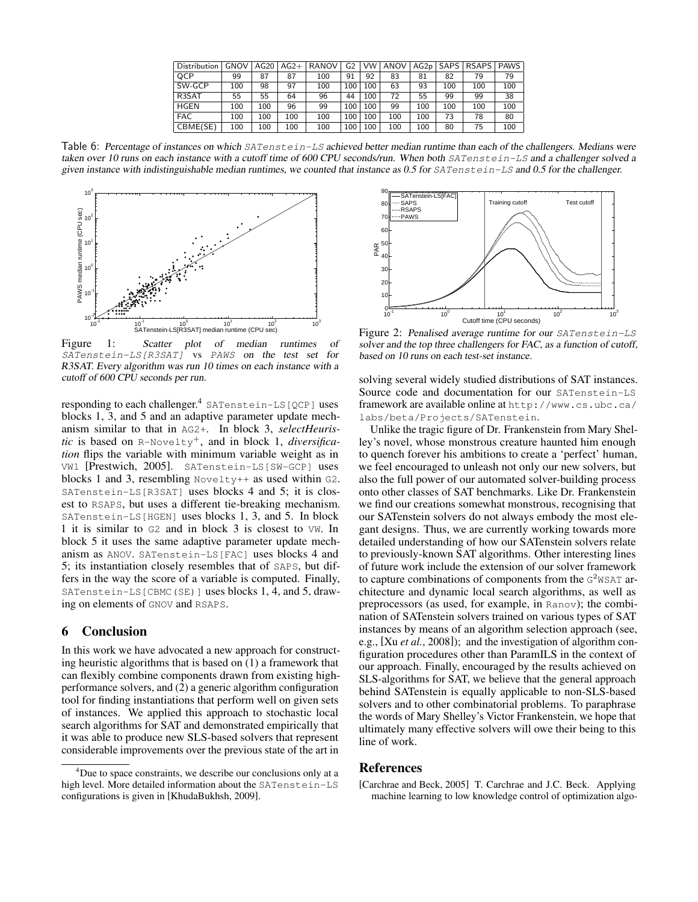| Distribution | GNOV | AG20 | AG2+ | RANOV | G2 | VW | ANOV | AG2p | SAPS | RSAPS | PAWS |
|---|---|---|---|---|---|---|---|---|---|---|---|
| QCP | 99 | 87 | 87 | 100 | 91 | 92 | 83 | 81 | 82 | 79 | 79 |
| SW-GCP | 100 | 98 | 97 | 100 | 100 | 100 | 63 | 93 | 100 | 100 | 100 |
| R3SAT | 55 | 55 | 64 | 96 | 44 | 100 | 72 | 55 | 99 | 99 | 38 |
| HGEN | 100 | 100 | 96 | 99 | 100 | 100 | 99 | 100 | 100 | 100 | 100 |
| FAC | 100 | 100 | 100 | 100 | 100 | 100 | 100 | 100 | 73 | 78 | 80 |
| CBME(SE) | 100 | 100 | 100 | 100 | 100 | 100 | 100 | 100 | 80 | 75 | 100 |

Table 6: *Percentage of instances on which* SATenstein-LS *achieved better median runtime than each of the challengers. Medians were taken over 10 runs on each instance with a cutoff time of 600 CPU seconds/run. When both* SATenstein-LS *and a challenger solved a given instance with indistinguishable median runtimes, we counted that instance as 0.5 for* SATenstein-LS *and 0.5 for the challenger.*

Figure 1: *Scatter plot of median runtimes of* SATenstein-LS[R3SAT] *vs* PAWS *on the test set for R3SAT. Every algorithm was run 10 times on each instance with a cutoff of 600 CPU seconds per run.*

Figure 2: *Penalised average runtime for our* SATenstein-LS *solver and the top three challengers for FAC, as a function of cutoff, based on 10 runs on each test-set instance.*

responding to each challenger.[4] SATenstein-LS[QCP] uses blocks 1, 3, and 5 and an adaptive parameter update mechanism similar to that in AG2+. In block 3, *selectHeuristic* is based on R-Novelty$^+$, and in block 1, *diversification* flips the variable with minimum variable weight as in VW1 [Prestwich, 2005]. SATenstein-LS[SW-GCP] uses blocks 1 and 3, resembling Novelty++ as used within G2. SATenstein-LS[R3SAT] uses blocks 4 and 5; it is closest to RSAPS, but uses a different tie-breaking mechanism. SATenstein-LS[HGEN] uses blocks 1, 3, and 5. In block 1 it is similar to G2 and in block 3 is closest to VW. In block 5 it uses the same adaptive parameter update mechanism as ANOV. SATenstein-LS[FAC] uses blocks 4 and 5; its instantiation closely resembles that of SAPS, but differs in the way the score of a variable is computed. Finally, SATenstein-LS[CBMC(SE)] uses blocks 1, 4, and 5, drawing on elements of GNOV and RSAPS.

## 6 Conclusion

In this work we have advocated a new approach for constructing heuristic algorithms that is based on (1) a framework that can flexibly combine components drawn from existing high-performance solvers, and (2) a generic algorithm configuration tool for finding instantiations that perform well on given sets of instances. We applied this approach to stochastic local search algorithms for SAT and demonstrated empirically that it was able to produce new SLS-based solvers that represent considerable improvements over the previous state of the art in solving several widely studied distributions of SAT instances. Source code and documentation for our SATenstein-LS framework are available online at http://www.cs.ubc.ca/labs/beta/Projects/SATenstein.

Unlike the tragic figure of Dr. Frankenstein from Mary Shelley's novel, whose monstrous creature haunted him enough to quench forever his ambitions to create a 'perfect' human, we feel encouraged to unleash not only our new solvers, but also the full power of our automated solver-building process onto other classes of SAT benchmarks. Like Dr. Frankenstein we find our creations somewhat monstrous, recognising that our SATenstein solvers do not always embody the most elegant designs. Thus, we are currently working towards more detailed understanding of how our SATenstein solvers relate to previously-known SAT algorithms. Other interesting lines of future work include the extension of our solver framework to capture combinations of components from the G$^2$WSAT architecture and dynamic local search algorithms, as well as preprocessors (as used, for example, in Ranov); the combination of SATenstein solvers trained on various types of SAT instances by means of an algorithm selection approach (see, e.g., [Xu *et al.*, 2008]); and the investigation of algorithm configuration procedures other than ParamILS in the context of our approach. Finally, encouraged by the results achieved on SLS-algorithms for SAT, we believe that the general approach behind SATenstein is equally applicable to non-SLS-based solvers and to other combinatorial problems. To paraphrase the words of Mary Shelley's Victor Frankenstein, we hope that ultimately many effective solvers will owe their being to this line of work.

[4] Due to space constraints, we describe our conclusions only at a high level. More detailed information about the SATenstein-LS configurations is given in [KhudaBukhsh, 2009].

## References

[Carchrae and Beck, 2005] T. Carchrae and J.C. Beck. Applying machine learning to low knowledge control of optimization algo-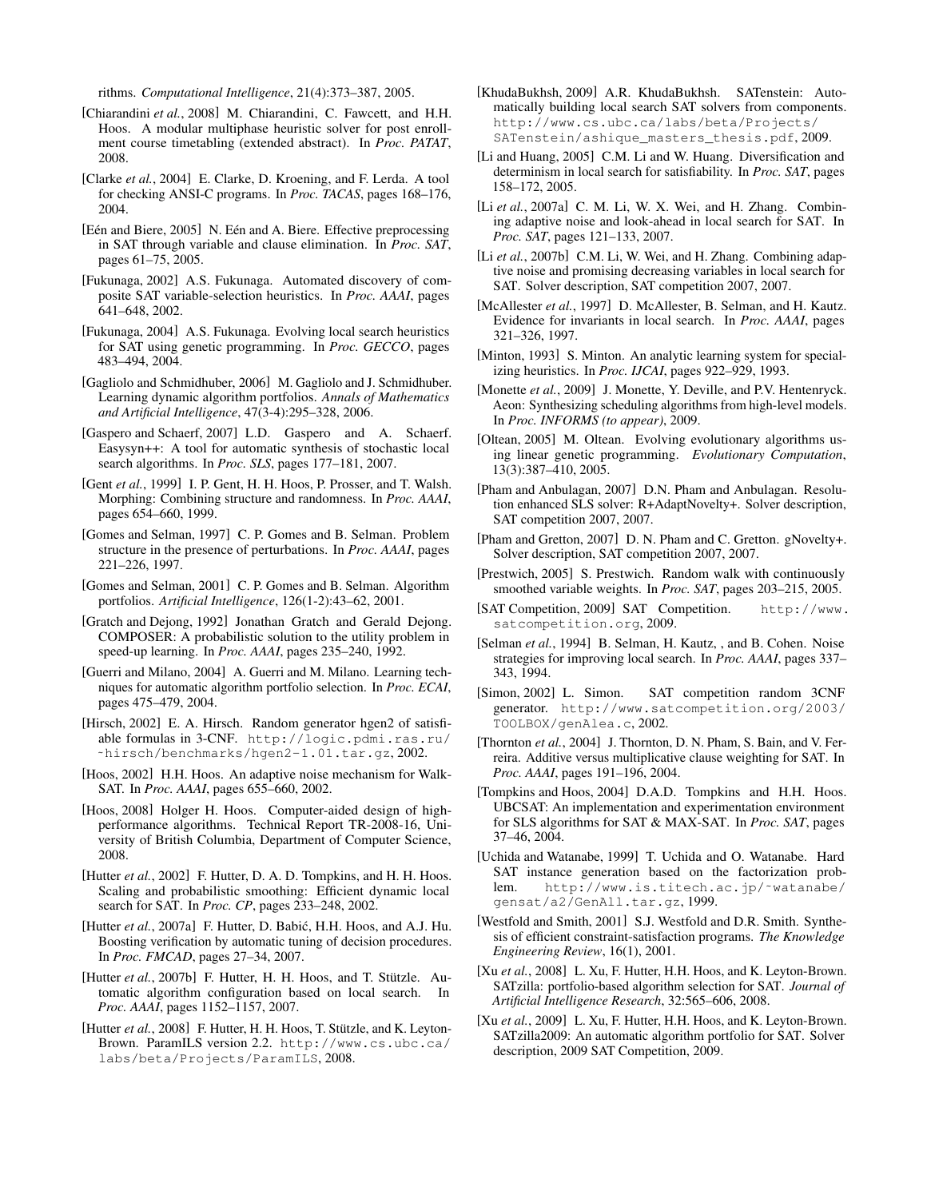rithms. *Computational Intelligence*, 21(4):373–387, 2005.

[Chiarandini *et al.*, 2008] M. Chiarandini, C. Fawcett, and H.H. Hoos. A modular multiphase heuristic solver for post enrollment course timetabling (extended abstract). In *Proc. PATAT*, 2008.

[Clarke *et al.*, 2004] E. Clarke, D. Kroening, and F. Lerda. A tool for checking ANSI-C programs. In *Proc. TACAS*, pages 168–176, 2004.

[Eén and Biere, 2005] N. Eén and A. Biere. Effective preprocessing in SAT through variable and clause elimination. In *Proc. SAT*, pages 61–75, 2005.

[Fukunaga, 2002] A.S. Fukunaga. Automated discovery of composite SAT variable-selection heuristics. In *Proc. AAAI*, pages 641–648, 2002.

[Fukunaga, 2004] A.S. Fukunaga. Evolving local search heuristics for SAT using genetic programming. In *Proc. GECCO*, pages 483–494, 2004.

[Gagliolo and Schmidhuber, 2006] M. Gagliolo and J. Schmidhuber. Learning dynamic algorithm portfolios. *Annals of Mathematics and Artificial Intelligence*, 47(3-4):295–328, 2006.

[Gaspero and Schaerf, 2007] L.D. Gaspero and A. Schaerf. Easysyn++: A tool for automatic synthesis of stochastic local search algorithms. In *Proc. SLS*, pages 177–181, 2007.

[Gent *et al.*, 1999] I. P. Gent, H. H. Hoos, P. Prosser, and T. Walsh. Morphing: Combining structure and randomness. In *Proc. AAAI*, pages 654–660, 1999.

[Gomes and Selman, 1997] C. P. Gomes and B. Selman. Problem structure in the presence of perturbations. In *Proc. AAAI*, pages 221–226, 1997.

[Gomes and Selman, 2001] C. P. Gomes and B. Selman. Algorithm portfolios. *Artificial Intelligence*, 126(1-2):43–62, 2001.

[Gratch and Dejong, 1992] Jonathan Gratch and Gerald Dejong. COMPOSER: A probabilistic solution to the utility problem in speed-up learning. In *Proc. AAAI*, pages 235–240, 1992.

[Guerri and Milano, 2004] A. Guerri and M. Milano. Learning techniques for automatic algorithm portfolio selection. In *Proc. ECAI*, pages 475–479, 2004.

[Hirsch, 2002] E. A. Hirsch. Random generator hgen2 of satisfiable formulas in 3-CNF. `http://logic.pdmi.ras.ru/~hirsch/benchmarks/hgen2-1.01.tar.gz`, 2002.

[Hoos, 2002] H.H. Hoos. An adaptive noise mechanism for WalkSAT. In *Proc. AAAI*, pages 655–660, 2002.

[Hoos, 2008] Holger H. Hoos. Computer-aided design of high-performance algorithms. Technical Report TR-2008-16, University of British Columbia, Department of Computer Science, 2008.

[Hutter *et al.*, 2002] F. Hutter, D. A. D. Tompkins, and H. H. Hoos. Scaling and probabilistic smoothing: Efficient dynamic local search for SAT. In *Proc. CP*, pages 233–248, 2002.

[Hutter *et al.*, 2007a] F. Hutter, D. Babić, H.H. Hoos, and A.J. Hu. Boosting verification by automatic tuning of decision procedures. In *Proc. FMCAD*, pages 27–34, 2007.

[Hutter *et al.*, 2007b] F. Hutter, H. H. Hoos, and T. Stützle. Automatic algorithm configuration based on local search. In *Proc. AAAI*, pages 1152–1157, 2007.

[Hutter *et al.*, 2008] F. Hutter, H. H. Hoos, T. Stützle, and K. Leyton-Brown. ParamILS version 2.2. `http://www.cs.ubc.ca/labs/beta/Projects/ParamILS`, 2008.

[KhudaBukhsh, 2009] A.R. KhudaBukhsh. SATenstein: Automatically building local search SAT solvers from components. `http://www.cs.ubc.ca/labs/beta/Projects/SATenstein/ashique_masters_thesis.pdf`, 2009.

[Li and Huang, 2005] C.M. Li and W. Huang. Diversification and determinism in local search for satisfiability. In *Proc. SAT*, pages 158–172, 2005.

[Li *et al.*, 2007a] C. M. Li, W. X. Wei, and H. Zhang. Combining adaptive noise and look-ahead in local search for SAT. In *Proc. SAT*, pages 121–133, 2007.

[Li *et al.*, 2007b] C.M. Li, W. Wei, and H. Zhang. Combining adaptive noise and promising decreasing variables in local search for SAT. Solver description, SAT competition 2007, 2007.

[McAllester *et al.*, 1997] D. McAllester, B. Selman, and H. Kautz. Evidence for invariants in local search. In *Proc. AAAI*, pages 321–326, 1997.

[Minton, 1993] S. Minton. An analytic learning system for specializing heuristics. In *Proc. IJCAI*, pages 922–929, 1993.

[Monette *et al.*, 2009] J. Monette, Y. Deville, and P.V. Hentenryck. Aeon: Synthesizing scheduling algorithms from high-level models. In *Proc. INFORMS (to appear)*, 2009.

[Oltean, 2005] M. Oltean. Evolving evolutionary algorithms using linear genetic programming. *Evolutionary Computation*, 13(3):387–410, 2005.

[Pham and Anbulagan, 2007] D.N. Pham and Anbulagan. Resolution enhanced SLS solver: R+AdaptNovelty+. Solver description, SAT competition 2007, 2007.

[Pham and Gretton, 2007] D. N. Pham and C. Gretton. gNovelty+. Solver description, SAT competition 2007, 2007.

[Prestwich, 2005] S. Prestwich. Random walk with continuously smoothed variable weights. In *Proc. SAT*, pages 203–215, 2005.

[SAT Competition, 2009] SAT Competition. `http://www.satcompetition.org`, 2009.

[Selman *et al.*, 1994] B. Selman, H. Kautz, , and B. Cohen. Noise strategies for improving local search. In *Proc. AAAI*, pages 337–343, 1994.

[Simon, 2002] L. Simon. SAT competition random 3CNF generator. `http://www.satcompetition.org/2003/TOOLBOX/genAlea.c`, 2002.

[Thornton *et al.*, 2004] J. Thornton, D. N. Pham, S. Bain, and V. Ferreira. Additive versus multiplicative clause weighting for SAT. In *Proc. AAAI*, pages 191–196, 2004.

[Tompkins and Hoos, 2004] D.A.D. Tompkins and H.H. Hoos. UBCSAT: An implementation and experimentation environment for SLS algorithms for SAT & MAX-SAT. In *Proc. SAT*, pages 37–46, 2004.

[Uchida and Watanabe, 1999] T. Uchida and O. Watanabe. Hard SAT instance generation based on the factorization problem. `http://www.is.titech.ac.jp/~watanabe/gensat/a2/GenAll.tar.gz`, 1999.

[Westfold and Smith, 2001] S.J. Westfold and D.R. Smith. Synthesis of efficient constraint-satisfaction programs. *The Knowledge Engineering Review*, 16(1), 2001.

[Xu *et al.*, 2008] L. Xu, F. Hutter, H.H. Hoos, and K. Leyton-Brown. SATzilla: portfolio-based algorithm selection for SAT. *Journal of Artificial Intelligence Research*, 32:565–606, 2008.

[Xu *et al.*, 2009] L. Xu, F. Hutter, H.H. Hoos, and K. Leyton-Brown. SATzilla2009: An automatic algorithm portfolio for SAT. Solver description, 2009 SAT Competition, 2009.